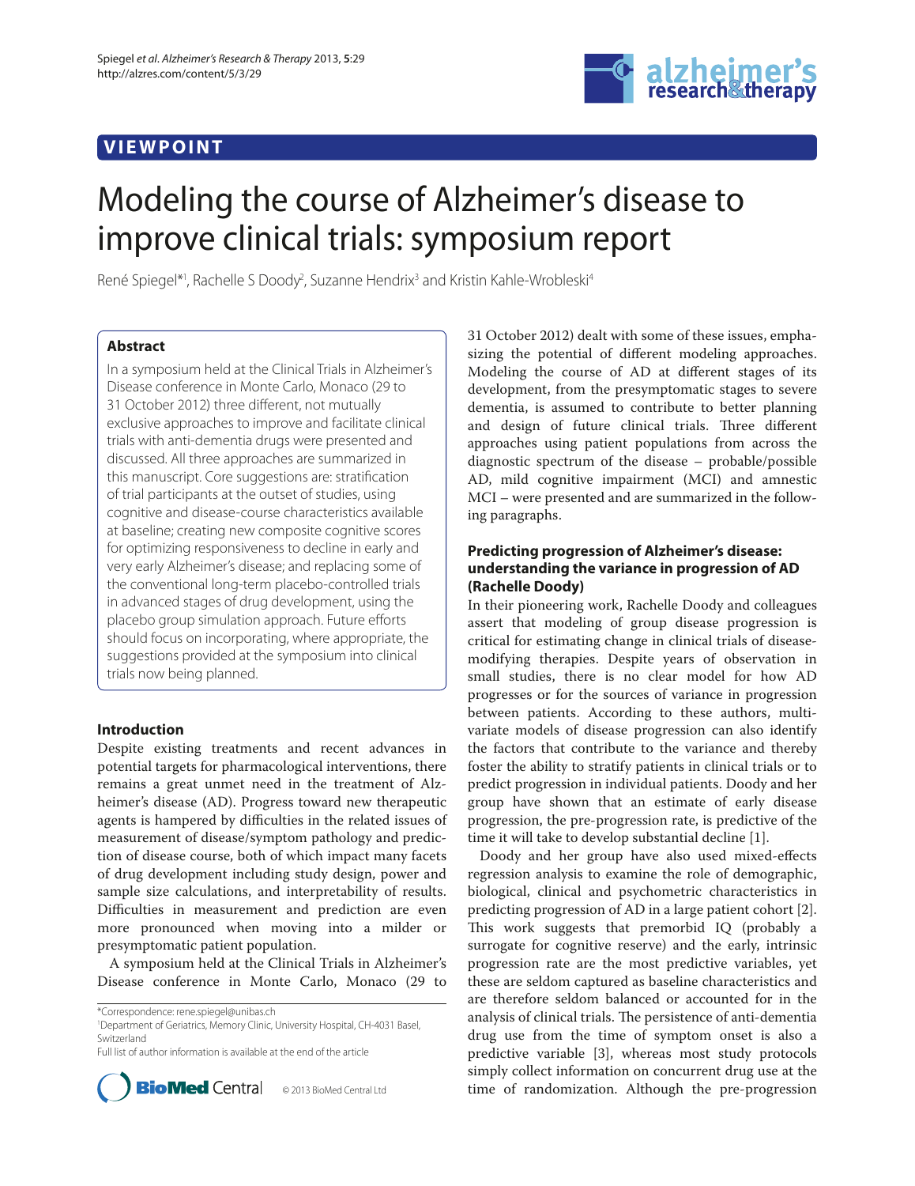VIEWPOINT

# Modeling the course of Alzheimer's disease to improve clinical trials: symposium report

René Spiegel*[1], Rachelle S Doody[2], Suzanne Hendrix[3] and Kristin Kahle-Wrobleski[4]

## Abstract

In a symposium held at the Clinical Trials in Alzheimer's Disease conference in Monte Carlo, Monaco (29 to 31 October 2012) three different, not mutually exclusive approaches to improve and facilitate clinical trials with anti-dementia drugs were presented and discussed. All three approaches are summarized in this manuscript. Core suggestions are: stratification of trial participants at the outset of studies, using cognitive and disease-course characteristics available at baseline; creating new composite cognitive scores for optimizing responsiveness to decline in early and very early Alzheimer's disease; and replacing some of the conventional long-term placebo-controlled trials in advanced stages of drug development, using the placebo group simulation approach. Future efforts should focus on incorporating, where appropriate, the suggestions provided at the symposium into clinical trials now being planned.

## Introduction

Despite existing treatments and recent advances in potential targets for pharmacological interventions, there remains a great unmet need in the treatment of Alzheimer's disease (AD). Progress toward new therapeutic agents is hampered by difficulties in the related issues of measurement of disease/symptom pathology and prediction of disease course, both of which impact many facets of drug development including study design, power and sample size calculations, and interpretability of results. Difficulties in measurement and prediction are even more pronounced when moving into a milder or presymptomatic patient population.

A symposium held at the Clinical Trials in Alzheimer's Disease conference in Monte Carlo, Monaco (29 to 31 October 2012) dealt with some of these issues, emphasizing the potential of different modeling approaches. Modeling the course of AD at different stages of its development, from the presymptomatic stages to severe dementia, is assumed to contribute to better planning and design of future clinical trials. Three different approaches using patient populations from across the diagnostic spectrum of the disease – probable/possible AD, mild cognitive impairment (MCI) and amnestic MCI – were presented and are summarized in the following paragraphs.

### Predicting progression of Alzheimer's disease: understanding the variance in progression of AD (Rachelle Doody)

In their pioneering work, Rachelle Doody and colleagues assert that modeling of group disease progression is critical for estimating change in clinical trials of disease-modifying therapies. Despite years of observation in small studies, there is no clear model for how AD progresses or for the sources of variance in progression between patients. According to these authors, multivariate models of disease progression can also identify the factors that contribute to the variance and thereby foster the ability to stratify patients in clinical trials or to predict progression in individual patients. Doody and her group have shown that an estimate of early disease progression, the pre-progression rate, is predictive of the time it will take to develop substantial decline [1].

Doody and her group have also used mixed-effects regression analysis to examine the role of demographic, biological, clinical and psychometric characteristics in predicting progression of AD in a large patient cohort [2]. This work suggests that premorbid IQ (probably a surrogate for cognitive reserve) and the early, intrinsic progression rate are the most predictive variables, yet these are seldom captured as baseline characteristics and are therefore seldom balanced or accounted for in the analysis of clinical trials. The persistence of anti-dementia drug use from the time of symptom onset is also a predictive variable [3], whereas most study protocols simply collect information on concurrent drug use at the time of randomization. Although the pre-progression

*Correspondence: rene.spiegel@unibas.ch
[1]Department of Geriatrics, Memory Clinic, University Hospital, CH-4031 Basel, Switzerland
Full list of author information is available at the end of the article

© 2013 BioMed Central Ltd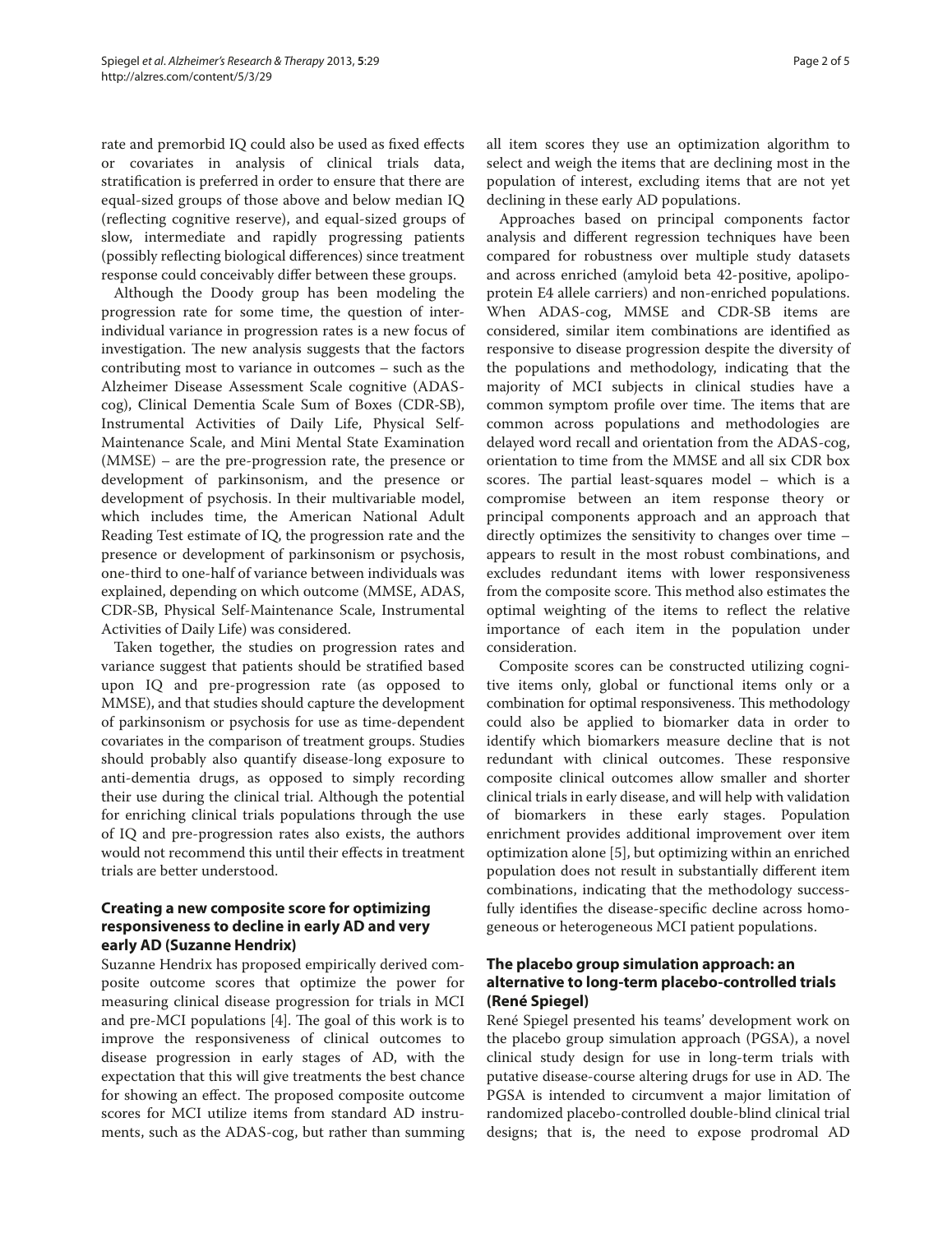rate and premorbid IQ could also be used as fixed effects or covariates in analysis of clinical trials data, stratification is preferred in order to ensure that there are equal-sized groups of those above and below median IQ (reflecting cognitive reserve), and equal-sized groups of slow, intermediate and rapidly progressing patients (possibly reflecting biological differences) since treatment response could conceivably differ between these groups.

Although the Doody group has been modeling the progression rate for some time, the question of inter-individual variance in progression rates is a new focus of investigation. The new analysis suggests that the factors contributing most to variance in outcomes – such as the Alzheimer Disease Assessment Scale cognitive (ADAS-cog), Clinical Dementia Scale Sum of Boxes (CDR-SB), Instrumental Activities of Daily Life, Physical Self-Maintenance Scale, and Mini Mental State Examination (MMSE) – are the pre-progression rate, the presence or development of parkinsonism, and the presence or development of psychosis. In their multivariable model, which includes time, the American National Adult Reading Test estimate of IQ, the progression rate and the presence or development of parkinsonism or psychosis, one-third to one-half of variance between individuals was explained, depending on which outcome (MMSE, ADAS, CDR-SB, Physical Self-Maintenance Scale, Instrumental Activities of Daily Life) was considered.

Taken together, the studies on progression rates and variance suggest that patients should be stratified based upon IQ and pre-progression rate (as opposed to MMSE), and that studies should capture the development of parkinsonism or psychosis for use as time-dependent covariates in the comparison of treatment groups. Studies should probably also quantify disease-long exposure to anti-dementia drugs, as opposed to simply recording their use during the clinical trial. Although the potential for enriching clinical trials populations through the use of IQ and pre-progression rates also exists, the authors would not recommend this until their effects in treatment trials are better understood.

## Creating a new composite score for optimizing responsiveness to decline in early AD and very early AD (Suzanne Hendrix)

Suzanne Hendrix has proposed empirically derived composite outcome scores that optimize the power for measuring clinical disease progression for trials in MCI and pre-MCI populations [4]. The goal of this work is to improve the responsiveness of clinical outcomes to disease progression in early stages of AD, with the expectation that this will give treatments the best chance for showing an effect. The proposed composite outcome scores for MCI utilize items from standard AD instruments, such as the ADAS-cog, but rather than summing all item scores they use an optimization algorithm to select and weigh the items that are declining most in the population of interest, excluding items that are not yet declining in these early AD populations.

Approaches based on principal components factor analysis and different regression techniques have been compared for robustness over multiple study datasets and across enriched (amyloid beta 42-positive, apolipoprotein E4 allele carriers) and non-enriched populations. When ADAS-cog, MMSE and CDR-SB items are considered, similar item combinations are identified as responsive to disease progression despite the diversity of the populations and methodology, indicating that the majority of MCI subjects in clinical studies have a common symptom profile over time. The items that are common across populations and methodologies are delayed word recall and orientation from the ADAS-cog, orientation to time from the MMSE and all six CDR box scores. The partial least-squares model – which is a compromise between an item response theory or principal components approach and an approach that directly optimizes the sensitivity to changes over time – appears to result in the most robust combinations, and excludes redundant items with lower responsiveness from the composite score. This method also estimates the optimal weighting of the items to reflect the relative importance of each item in the population under consideration.

Composite scores can be constructed utilizing cognitive items only, global or functional items only or a combination for optimal responsiveness. This methodology could also be applied to biomarker data in order to identify which biomarkers measure decline that is not redundant with clinical outcomes. These responsive composite clinical outcomes allow smaller and shorter clinical trials in early disease, and will help with validation of biomarkers in these early stages. Population enrichment provides additional improvement over item optimization alone [5], but optimizing within an enriched population does not result in substantially different item combinations, indicating that the methodology successfully identifies the disease-specific decline across homogeneous or heterogeneous MCI patient populations.

## The placebo group simulation approach: an alternative to long-term placebo-controlled trials (René Spiegel)

René Spiegel presented his teams' development work on the placebo group simulation approach (PGSA), a novel clinical study design for use in long-term trials with putative disease-course altering drugs for use in AD. The PGSA is intended to circumvent a major limitation of randomized placebo-controlled double-blind clinical trial designs; that is, the need to expose prodromal AD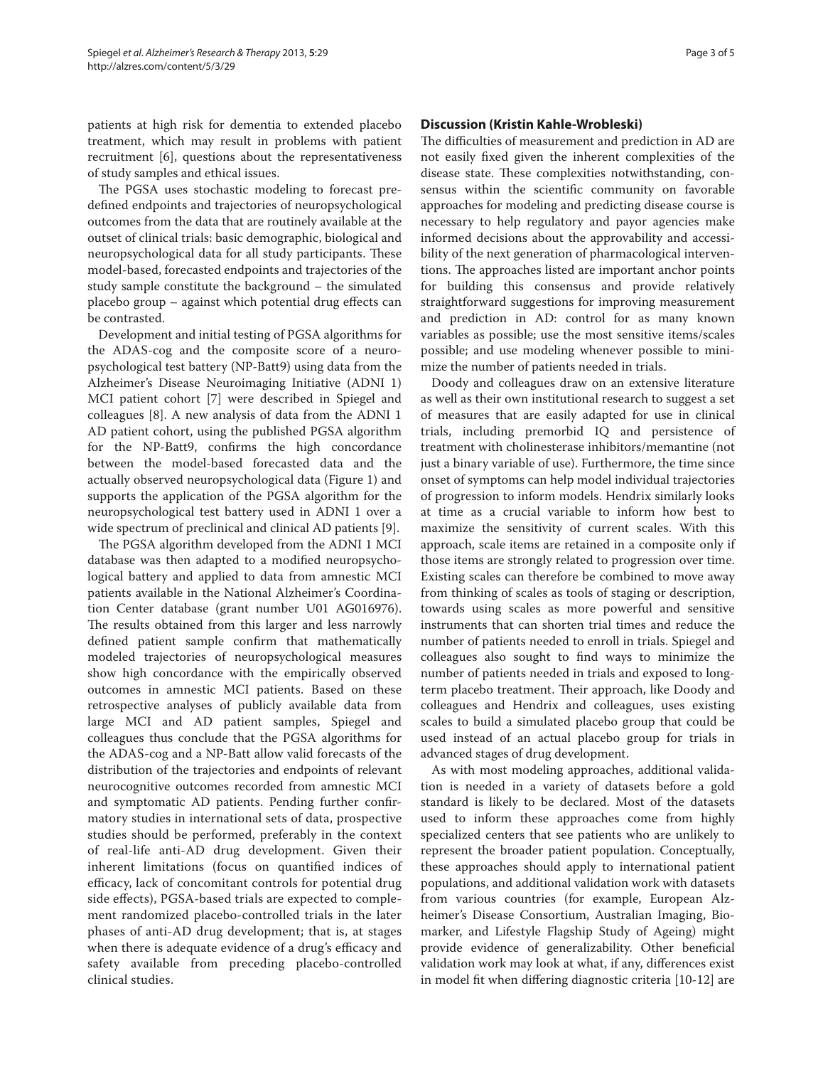patients at high risk for dementia to extended placebo treatment, which may result in problems with patient recruitment [6], questions about the representativeness of study samples and ethical issues.

The PGSA uses stochastic modeling to forecast predefined endpoints and trajectories of neuropsychological outcomes from the data that are routinely available at the outset of clinical trials: basic demographic, biological and neuropsychological data for all study participants. These model-based, forecasted endpoints and trajectories of the study sample constitute the background – the simulated placebo group – against which potential drug effects can be contrasted.

Development and initial testing of PGSA algorithms for the ADAS-cog and the composite score of a neuropsychological test battery (NP-Batt9) using data from the Alzheimer's Disease Neuroimaging Initiative (ADNI 1) MCI patient cohort [7] were described in Spiegel and colleagues [8]. A new analysis of data from the ADNI 1 AD patient cohort, using the published PGSA algorithm for the NP-Batt9, confirms the high concordance between the model-based forecasted data and the actually observed neuropsychological data (Figure 1) and supports the application of the PGSA algorithm for the neuropsychological test battery used in ADNI 1 over a wide spectrum of preclinical and clinical AD patients [9].

The PGSA algorithm developed from the ADNI 1 MCI database was then adapted to a modified neuropsychological battery and applied to data from amnestic MCI patients available in the National Alzheimer's Coordination Center database (grant number U01 AG016976). The results obtained from this larger and less narrowly defined patient sample confirm that mathematically modeled trajectories of neuropsychological measures show high concordance with the empirically observed outcomes in amnestic MCI patients. Based on these retrospective analyses of publicly available data from large MCI and AD patient samples, Spiegel and colleagues thus conclude that the PGSA algorithms for the ADAS-cog and a NP-Batt allow valid forecasts of the distribution of the trajectories and endpoints of relevant neurocognitive outcomes recorded from amnestic MCI and symptomatic AD patients. Pending further confirmatory studies in international sets of data, prospective studies should be performed, preferably in the context of real-life anti-AD drug development. Given their inherent limitations (focus on quantified indices of efficacy, lack of concomitant controls for potential drug side effects), PGSA-based trials are expected to complement randomized placebo-controlled trials in the later phases of anti-AD drug development; that is, at stages when there is adequate evidence of a drug's efficacy and safety available from preceding placebo-controlled clinical studies.

## Discussion (Kristin Kahle-Wrobleski)

The difficulties of measurement and prediction in AD are not easily fixed given the inherent complexities of the disease state. These complexities notwithstanding, consensus within the scientific community on favorable approaches for modeling and predicting disease course is necessary to help regulatory and payor agencies make informed decisions about the approvability and accessibility of the next generation of pharmacological interventions. The approaches listed are important anchor points for building this consensus and provide relatively straightforward suggestions for improving measurement and prediction in AD: control for as many known variables as possible; use the most sensitive items/scales possible; and use modeling whenever possible to minimize the number of patients needed in trials.

Doody and colleagues draw on an extensive literature as well as their own institutional research to suggest a set of measures that are easily adapted for use in clinical trials, including premorbid IQ and persistence of treatment with cholinesterase inhibitors/memantine (not just a binary variable of use). Furthermore, the time since onset of symptoms can help model individual trajectories of progression to inform models. Hendrix similarly looks at time as a crucial variable to inform how best to maximize the sensitivity of current scales. With this approach, scale items are retained in a composite only if those items are strongly related to progression over time. Existing scales can therefore be combined to move away from thinking of scales as tools of staging or description, towards using scales as more powerful and sensitive instruments that can shorten trial times and reduce the number of patients needed to enroll in trials. Spiegel and colleagues also sought to find ways to minimize the number of patients needed in trials and exposed to long-term placebo treatment. Their approach, like Doody and colleagues and Hendrix and colleagues, uses existing scales to build a simulated placebo group that could be used instead of an actual placebo group for trials in advanced stages of drug development.

As with most modeling approaches, additional validation is needed in a variety of datasets before a gold standard is likely to be declared. Most of the datasets used to inform these approaches come from highly specialized centers that see patients who are unlikely to represent the broader patient population. Conceptually, these approaches should apply to international patient populations, and additional validation work with datasets from various countries (for example, European Alzheimer's Disease Consortium, Australian Imaging, Biomarker, and Lifestyle Flagship Study of Ageing) might provide evidence of generalizability. Other beneficial validation work may look at what, if any, differences exist in model fit when differing diagnostic criteria [10-12] are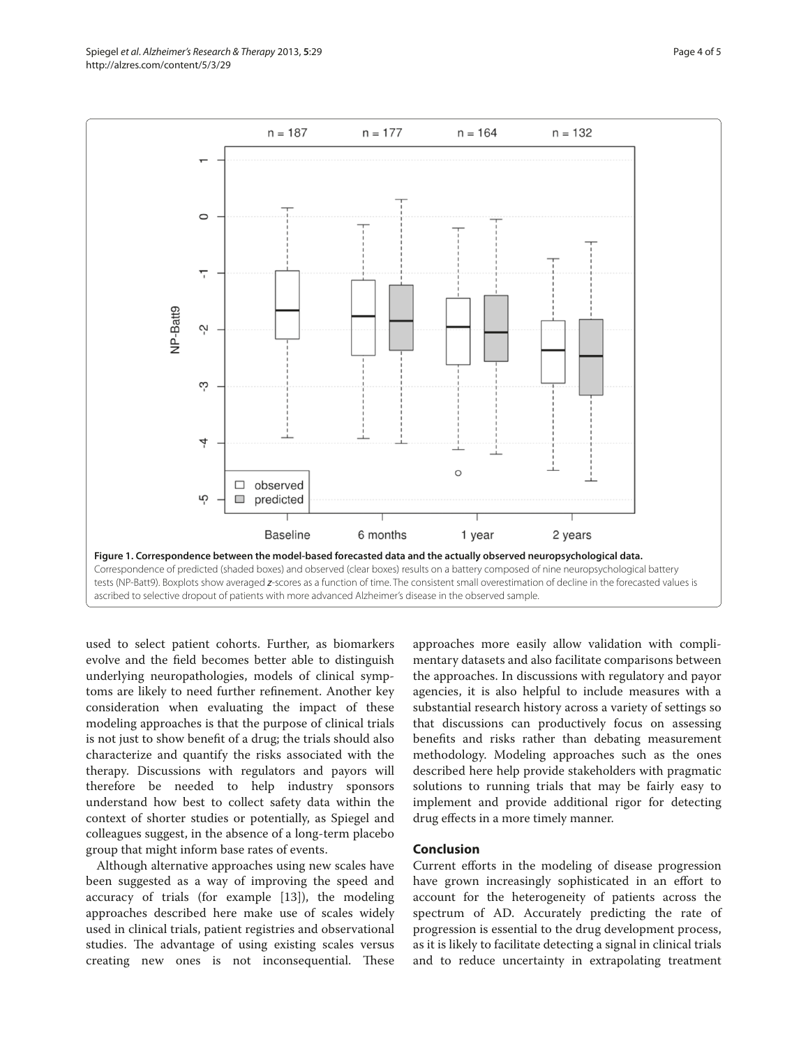n = 187
n = 177
n = 164
n = 132

NP-Batt9

1
0
-1
-2
-3
-4
-5

observed
predicted

Baseline
6 months
1 year
2 years

**Figure 1. Correspondence between the model-based forecasted data and the actually observed neuropsychological data.** Correspondence of predicted (shaded boxes) and observed (clear boxes) results on a battery composed of nine neuropsychological battery tests (NP-Batt9). Boxplots show averaged *z*-scores as a function of time. The consistent small overestimation of decline in the forecasted values is ascribed to selective dropout of patients with more advanced Alzheimer's disease in the observed sample.

used to select patient cohorts. Further, as biomarkers evolve and the field becomes better able to distinguish underlying neuropathologies, models of clinical symptoms are likely to need further refinement. Another key consideration when evaluating the impact of these modeling approaches is that the purpose of clinical trials is not just to show benefit of a drug; the trials should also characterize and quantify the risks associated with the therapy. Discussions with regulators and payors will therefore be needed to help industry sponsors understand how best to collect safety data within the context of shorter studies or potentially, as Spiegel and colleagues suggest, in the absence of a long-term placebo group that might inform base rates of events.

Although alternative approaches using new scales have been suggested as a way of improving the speed and accuracy of trials (for example [13]), the modeling approaches described here make use of scales widely used in clinical trials, patient registries and observational studies. The advantage of using existing scales versus creating new ones is not inconsequential. These approaches more easily allow validation with complimentary datasets and also facilitate comparisons between the approaches. In discussions with regulatory and payor agencies, it is also helpful to include measures with a substantial research history across a variety of settings so that discussions can productively focus on assessing benefits and risks rather than debating measurement methodology. Modeling approaches such as the ones described here help provide stakeholders with pragmatic solutions to running trials that may be fairly easy to implement and provide additional rigor for detecting drug effects in a more timely manner.

## Conclusion

Current efforts in the modeling of disease progression have grown increasingly sophisticated in an effort to account for the heterogeneity of patients across the spectrum of AD. Accurately predicting the rate of progression is essential to the drug development process, as it is likely to facilitate detecting a signal in clinical trials and to reduce uncertainty in extrapolating treatment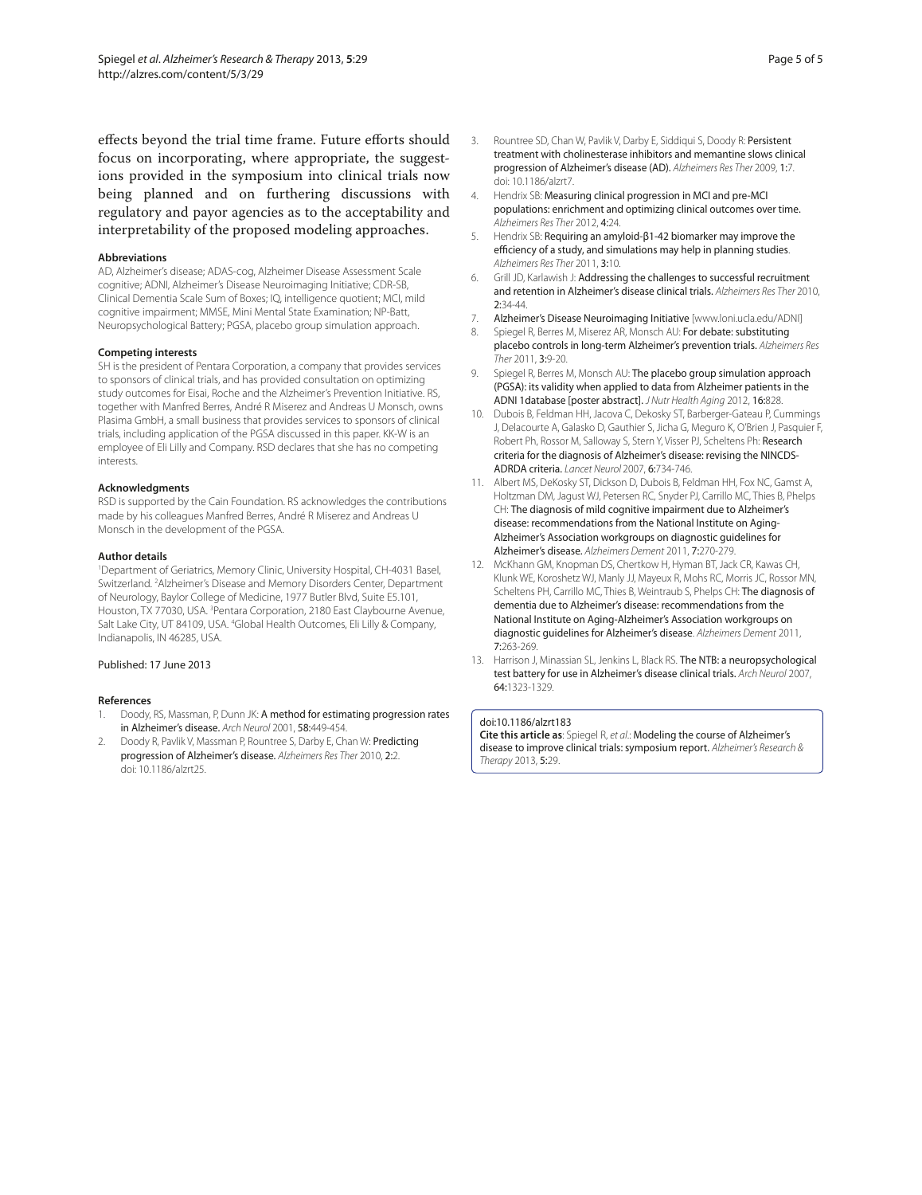effects beyond the trial time frame. Future efforts should focus on incorporating, where appropriate, the suggestions provided in the symposium into clinical trials now being planned and on furthering discussions with regulatory and payor agencies as to the acceptability and interpretability of the proposed modeling approaches.

#### Abbreviations

AD, Alzheimer's disease; ADAS-cog, Alzheimer Disease Assessment Scale cognitive; ADNI, Alzheimer's Disease Neuroimaging Initiative; CDR-SB, Clinical Dementia Scale Sum of Boxes; IQ, intelligence quotient; MCI, mild cognitive impairment; MMSE, Mini Mental State Examination; NP-Batt, Neuropsychological Battery; PGSA, placebo group simulation approach.

#### Competing interests

SH is the president of Pentara Corporation, a company that provides services to sponsors of clinical trials, and has provided consultation on optimizing study outcomes for Eisai, Roche and the Alzheimer's Prevention Initiative. RS, together with Manfred Berres, André R Miserez and Andreas U Monsch, owns Plasima GmbH, a small business that provides services to sponsors of clinical trials, including application of the PGSA discussed in this paper. KK-W is an employee of Eli Lilly and Company. RSD declares that she has no competing interests.

#### Acknowledgments

RSD is supported by the Cain Foundation. RS acknowledges the contributions made by his colleagues Manfred Berres, André R Miserez and Andreas U Monsch in the development of the PGSA.

#### Author details

[1]Department of Geriatrics, Memory Clinic, University Hospital, CH-4031 Basel, Switzerland. [2]Alzheimer's Disease and Memory Disorders Center, Department of Neurology, Baylor College of Medicine, 1977 Butler Blvd, Suite E5.101, Houston, TX 77030, USA. [3]Pentara Corporation, 2180 East Claybourne Avenue, Salt Lake City, UT 84109, USA. [4]Global Health Outcomes, Eli Lilly & Company, Indianapolis, IN 46285, USA.

Published: 17 June 2013

#### References

1. Doody, RS, Massman, P, Dunn JK: **A method for estimating progression rates in Alzheimer's disease.** *Arch Neurol* 2001, **58:**449-454.
2. Doody R, Pavlik V, Massman P, Rountree S, Darby E, Chan W: **Predicting progression of Alzheimer's disease.** *Alzheimers Res Ther* 2010, **2:**2. doi: 10.1186/alzrt25.
3. Rountree SD, Chan W, Pavlik V, Darby E, Siddiqui S, Doody R: **Persistent treatment with cholinesterase inhibitors and memantine slows clinical progression of Alzheimer's disease (AD).** *Alzheimers Res Ther* 2009, **1:**7. doi: 10.1186/alzrt7.
4. Hendrix SB: **Measuring clinical progression in MCI and pre-MCI populations: enrichment and optimizing clinical outcomes over time.** *Alzheimers Res Ther* 2012, **4:**24.
5. Hendrix SB: **Requiring an amyloid-β1-42 biomarker may improve the efficiency of a study, and simulations may help in planning studies.** *Alzheimers Res Ther* 2011, **3:**10.
6. Grill JD, Karlawish J: **Addressing the challenges to successful recruitment and retention in Alzheimer's disease clinical trials.** *Alzheimers Res Ther* 2010, **2:**34-44.
7. **Alzheimer's Disease Neuroimaging Initiative** [www.loni.ucla.edu/ADNI]
8. Spiegel R, Berres M, Miserez AR, Monsch AU: **For debate: substituting placebo controls in long-term Alzheimer's prevention trials.** *Alzheimers Res Ther* 2011, **3:**9-20.
9. Spiegel R, Berres M, Monsch AU: **The placebo group simulation approach (PGSA): its validity when applied to data from Alzheimer patients in the ADNI 1database [poster abstract].** *J Nutr Health Aging* 2012, **16:**828.
10. Dubois B, Feldman HH, Jacova C, Dekosky ST, Barberger-Gateau P, Cummings J, Delacourte A, Galasko D, Gauthier S, Jicha G, Meguro K, O'Brien J, Pasquier F, Robert Ph, Rossor M, Salloway S, Stern Y, Visser PJ, Scheltens Ph: **Research criteria for the diagnosis of Alzheimer's disease: revising the NINCDS-ADRDA criteria.** *Lancet Neurol* 2007, **6:**734-746.
11. Albert MS, DeKosky ST, Dickson D, Dubois B, Feldman HH, Fox NC, Gamst A, Holtzman DM, Jagust WJ, Petersen RC, Snyder PJ, Carrillo MC, Thies B, Phelps CH: **The diagnosis of mild cognitive impairment due to Alzheimer's disease: recommendations from the National Institute on Aging-Alzheimer's Association workgroups on diagnostic guidelines for Alzheimer's disease.** *Alzheimers Dement* 2011, **7:**270-279.
12. McKhann GM, Knopman DS, Chertkow H, Hyman BT, Jack CR, Kawas CH, Klunk WE, Koroshetz WJ, Manly JJ, Mayeux R, Mohs RC, Morris JC, Rossor MN, Scheltens PH, Carrillo MC, Thies B, Weintraub S, Phelps CH: **The diagnosis of dementia due to Alzheimer's disease: recommendations from the National Institute on Aging-Alzheimer's Association workgroups on diagnostic guidelines for Alzheimer's disease**. *Alzheimers Dement* 2011, **7:**263-269.
13. Harrison J, Minassian SL, Jenkins L, Black RS. **The NTB: a neuropsychological test battery for use in Alzheimer's disease clinical trials.** *Arch Neurol* 2007, **64:**1323-1329.

doi:10.1186/alzrt183
**Cite this article as**: Spiegel R, *et al.*: Modeling the course of Alzheimer's disease to improve clinical trials: symposium report. *Alzheimer's Research & Therapy* 2013, **5:**29.